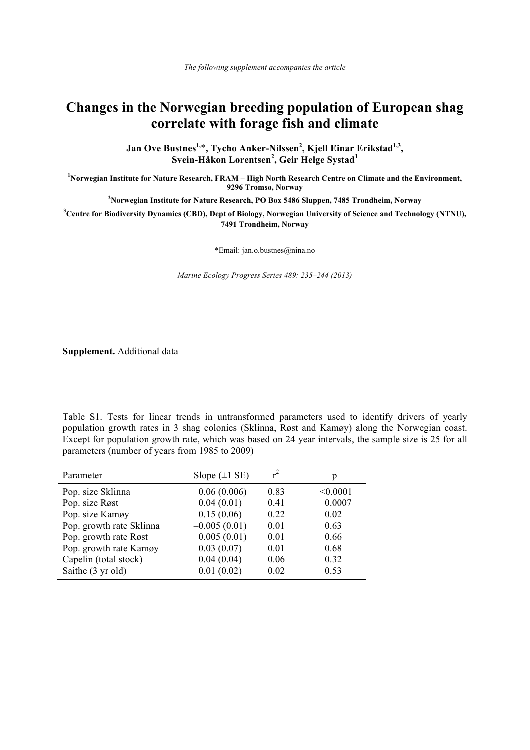*The following supplement accompanies the article*

# Changes in the Norwegian breeding population of European shag correlate with forage fish and climate

**Jan Ove Bustnes[1,*], Tycho Anker-Nilssen[2], Kjell Einar Erikstad[1,3], Svein-Håkon Lorentsen[2], Geir Helge Systad[1]**

[1]**Norwegian Institute for Nature Research, FRAM – High North Research Centre on Climate and the Environment, 9296 Tromsø, Norway**

[2]**Norwegian Institute for Nature Research, PO Box 5486 Sluppen, 7485 Trondheim, Norway**

[3]**Centre for Biodiversity Dynamics (CBD), Dept of Biology, Norwegian University of Science and Technology (NTNU), 7491 Trondheim, Norway**

*Email: jan.o.bustnes@nina.no

*Marine Ecology Progress Series 489: 235–244 (2013)*

---

**Supplement.** Additional data

Table S1. Tests for linear trends in untransformed parameters used to identify drivers of yearly population growth rates in 3 shag colonies (Sklinna, Røst and Kamøy) along the Norwegian coast. Except for population growth rate, which was based on 24 year intervals, the sample size is 25 for all parameters (number of years from 1985 to 2009)

| Parameter | Slope (±1 SE) | $r^2$ | p |
|---|---|---|---|
| Pop. size Sklinna | 0.06 (0.006) | 0.83 | <0.0001 |
| Pop. size Røst | 0.04 (0.01) | 0.41 | 0.0007 |
| Pop. size Kamøy | 0.15 (0.06) | 0.22 | 0.02 |
| Pop. growth rate Sklinna | –0.005 (0.01) | 0.01 | 0.63 |
| Pop. growth rate Røst | 0.005 (0.01) | 0.01 | 0.66 |
| Pop. growth rate Kamøy | 0.03 (0.07) | 0.01 | 0.68 |
| Capelin (total stock) | 0.04 (0.04) | 0.06 | 0.32 |
| Saithe (3 yr old) | 0.01 (0.02) | 0.02 | 0.53 |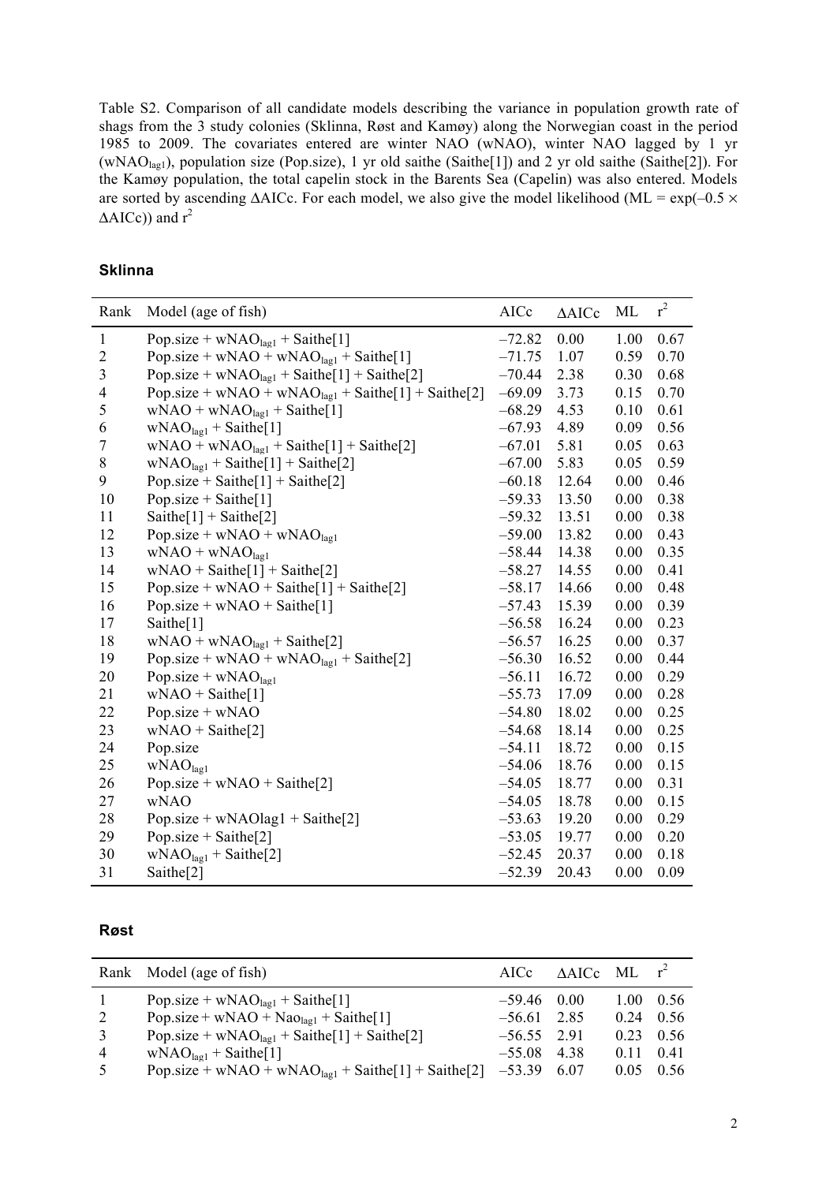Table S2. Comparison of all candidate models describing the variance in population growth rate of shags from the 3 study colonies (Sklinna, Røst and Kamøy) along the Norwegian coast in the period 1985 to 2009. The covariates entered are winter NAO (wNAO), winter NAO lagged by 1 yr ($wNAO_{lag1}$), population size (Pop.size), 1 yr old saithe (Saithe[1]) and 2 yr old saithe (Saithe[2]). For the Kamøy population, the total capelin stock in the Barents Sea (Capelin) was also entered. Models are sorted by ascending ΔAICc. For each model, we also give the model likelihood (ML = exp(–0.5 × ΔAICc)) and $r^2$

### Sklinna

| Rank | Model (age of fish) | AICc | ΔAICc | ML | $r^2$ |
|---|---|---|---|---|---|
| 1 | Pop.size + $wNAO_{lag1}$ + Saithe[1] | –72.82 | 0.00 | 1.00 | 0.67 |
| 2 | Pop.size + wNAO + $wNAO_{lag1}$ + Saithe[1] | –71.75 | 1.07 | 0.59 | 0.70 |
| 3 | Pop.size + $wNAO_{lag1}$ + Saithe[1] + Saithe[2] | –70.44 | 2.38 | 0.30 | 0.68 |
| 4 | Pop.size + wNAO + $wNAO_{lag1}$ + Saithe[1] + Saithe[2] | –69.09 | 3.73 | 0.15 | 0.70 |
| 5 | wNAO + $wNAO_{lag1}$ + Saithe[1] | –68.29 | 4.53 | 0.10 | 0.61 |
| 6 | $wNAO_{lag1}$ + Saithe[1] | –67.93 | 4.89 | 0.09 | 0.56 |
| 7 | wNAO + $wNAO_{lag1}$ + Saithe[1] + Saithe[2] | –67.01 | 5.81 | 0.05 | 0.63 |
| 8 | $wNAO_{lag1}$ + Saithe[1] + Saithe[2] | –67.00 | 5.83 | 0.05 | 0.59 |
| 9 | Pop.size + Saithe[1] + Saithe[2] | –60.18 | 12.64 | 0.00 | 0.46 |
| 10 | Pop.size + Saithe[1] | –59.33 | 13.50 | 0.00 | 0.38 |
| 11 | Saithe[1] + Saithe[2] | –59.32 | 13.51 | 0.00 | 0.38 |
| 12 | Pop.size + wNAO + $wNAO_{lag1}$ | –59.00 | 13.82 | 0.00 | 0.43 |
| 13 | wNAO + $wNAO_{lag1}$ | –58.44 | 14.38 | 0.00 | 0.35 |
| 14 | wNAO + Saithe[1] + Saithe[2] | –58.27 | 14.55 | 0.00 | 0.41 |
| 15 | Pop.size + wNAO + Saithe[1] + Saithe[2] | –58.17 | 14.66 | 0.00 | 0.48 |
| 16 | Pop.size + wNAO + Saithe[1] | –57.43 | 15.39 | 0.00 | 0.39 |
| 17 | Saithe[1] | –56.58 | 16.24 | 0.00 | 0.23 |
| 18 | wNAO + $wNAO_{lag1}$ + Saithe[2] | –56.57 | 16.25 | 0.00 | 0.37 |
| 19 | Pop.size + wNAO + $wNAO_{lag1}$ + Saithe[2] | –56.30 | 16.52 | 0.00 | 0.44 |
| 20 | Pop.size + $wNAO_{lag1}$ | –56.11 | 16.72 | 0.00 | 0.29 |
| 21 | wNAO + Saithe[1] | –55.73 | 17.09 | 0.00 | 0.28 |
| 22 | Pop.size + wNAO | –54.80 | 18.02 | 0.00 | 0.25 |
| 23 | wNAO + Saithe[2] | –54.68 | 18.14 | 0.00 | 0.25 |
| 24 | Pop.size | –54.11 | 18.72 | 0.00 | 0.15 |
| 25 | $wNAO_{lag1}$ | –54.06 | 18.76 | 0.00 | 0.15 |
| 26 | Pop.size + wNAO + Saithe[2] | –54.05 | 18.77 | 0.00 | 0.31 |
| 27 | wNAO | –54.05 | 18.78 | 0.00 | 0.15 |
| 28 | Pop.size + wNAOlag1 + Saithe[2] | –53.63 | 19.20 | 0.00 | 0.29 |
| 29 | Pop.size + Saithe[2] | –53.05 | 19.77 | 0.00 | 0.20 |
| 30 | $wNAO_{lag1}$ + Saithe[2] | –52.45 | 20.37 | 0.00 | 0.18 |
| 31 | Saithe[2] | –52.39 | 20.43 | 0.00 | 0.09 |

### Røst

| Rank | Model (age of fish) | AICc | ΔAICc | ML | $r^2$ |
|---|---|---|---|---|---|
| 1 | Pop.size + $wNAO_{lag1}$ + Saithe[1] | –59.46 | 0.00 | 1.00 | 0.56 |
| 2 | Pop.size + wNAO + $Nao_{lag1}$ + Saithe[1] | –56.61 | 2.85 | 0.24 | 0.56 |
| 3 | Pop.size + $wNAO_{lag1}$ + Saithe[1] + Saithe[2] | –56.55 | 2.91 | 0.23 | 0.56 |
| 4 | $wNAO_{lag1}$ + Saithe[1] | –55.08 | 4.38 | 0.11 | 0.41 |
| 5 | Pop.size + wNAO + $wNAO_{lag1}$ + Saithe[1] + Saithe[2] | –53.39 | 6.07 | 0.05 | 0.56 |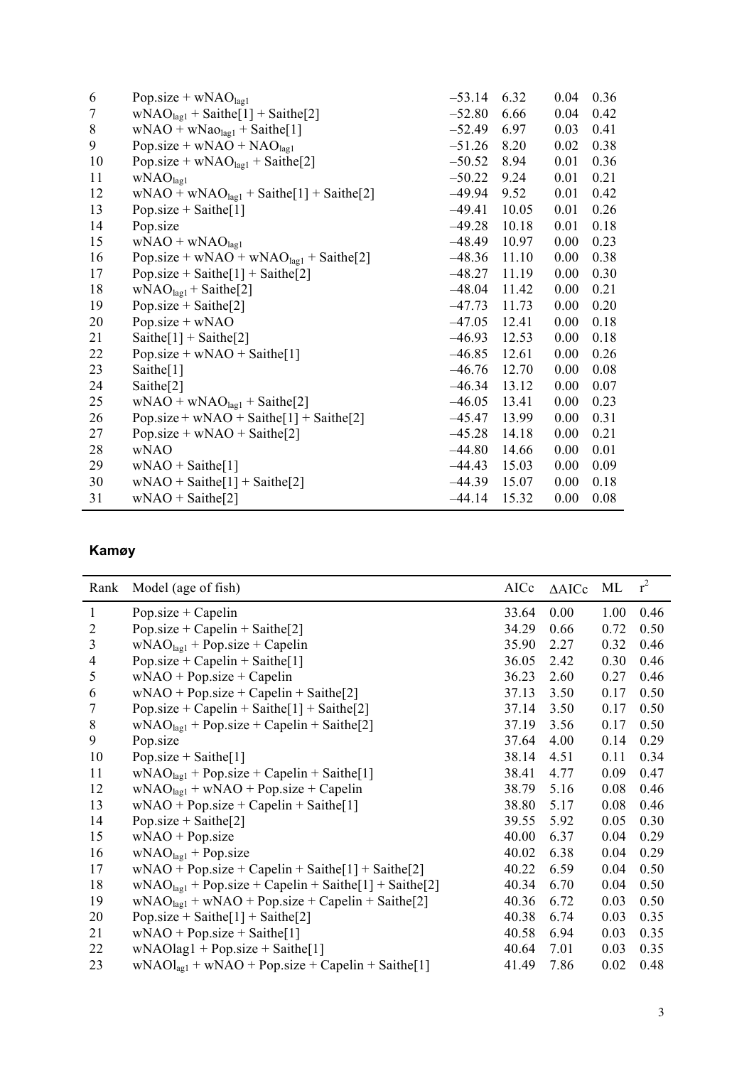| Rank | Model (age of fish) | AICc | ΔAICc | ML | $r^2$ |
|---|---|---|---|---|---|
| 6 | Pop.size + $wNAO_{lag1}$ | –53.14 | 6.32 | 0.04 | 0.36 |
| 7 | $wNAO_{lag1}$ + Saithe[1] + Saithe[2] | –52.80 | 6.66 | 0.04 | 0.42 |
| 8 | wNAO + $wNao_{lag1}$ + Saithe[1] | –52.49 | 6.97 | 0.03 | 0.41 |
| 9 | Pop.size + wNAO + $NAO_{lag1}$ | –51.26 | 8.20 | 0.02 | 0.38 |
| 10 | Pop.size + $wNAO_{lag1}$ + Saithe[2] | –50.52 | 8.94 | 0.01 | 0.36 |
| 11 | $wNAO_{lag1}$ | –50.22 | 9.24 | 0.01 | 0.21 |
| 12 | wNAO + $wNAO_{lag1}$ + Saithe[1] + Saithe[2] | –49.94 | 9.52 | 0.01 | 0.42 |
| 13 | Pop.size + Saithe[1] | –49.41 | 10.05 | 0.01 | 0.26 |
| 14 | Pop.size | –49.28 | 10.18 | 0.01 | 0.18 |
| 15 | wNAO + $wNAO_{lag1}$ | –48.49 | 10.97 | 0.00 | 0.23 |
| 16 | Pop.size + wNAO + $wNAO_{lag1}$ + Saithe[2] | –48.36 | 11.10 | 0.00 | 0.38 |
| 17 | Pop.size + Saithe[1] + Saithe[2] | –48.27 | 11.19 | 0.00 | 0.30 |
| 18 | $wNAO_{lag1}$ + Saithe[2] | –48.04 | 11.42 | 0.00 | 0.21 |
| 19 | Pop.size + Saithe[2] | –47.73 | 11.73 | 0.00 | 0.20 |
| 20 | Pop.size + wNAO | –47.05 | 12.41 | 0.00 | 0.18 |
| 21 | Saithe[1] + Saithe[2] | –46.93 | 12.53 | 0.00 | 0.18 |
| 22 | Pop.size + wNAO + Saithe[1] | –46.85 | 12.61 | 0.00 | 0.26 |
| 23 | Saithe[1] | –46.76 | 12.70 | 0.00 | 0.08 |
| 24 | Saithe[2] | –46.34 | 13.12 | 0.00 | 0.07 |
| 25 | wNAO + $wNAO_{lag1}$ + Saithe[2] | –46.05 | 13.41 | 0.00 | 0.23 |
| 26 | Pop.size + wNAO + Saithe[1] + Saithe[2] | –45.47 | 13.99 | 0.00 | 0.31 |
| 27 | Pop.size + wNAO + Saithe[2] | –45.28 | 14.18 | 0.00 | 0.21 |
| 28 | wNAO | –44.80 | 14.66 | 0.00 | 0.01 |
| 29 | wNAO + Saithe[1] | –44.43 | 15.03 | 0.00 | 0.09 |
| 30 | wNAO + Saithe[1] + Saithe[2] | –44.39 | 15.07 | 0.00 | 0.18 |
| 31 | wNAO + Saithe[2] | –44.14 | 15.32 | 0.00 | 0.08 |

**Kamøy**

| Rank | Model (age of fish) | AICc | ΔAICc | ML | $r^2$ |
|---|---|---|---|---|---|
| 1 | Pop.size + Capelin | 33.64 | 0.00 | 1.00 | 0.46 |
| 2 | Pop.size + Capelin + Saithe[2] | 34.29 | 0.66 | 0.72 | 0.50 |
| 3 | $wNAO_{lag1}$ + Pop.size + Capelin | 35.90 | 2.27 | 0.32 | 0.46 |
| 4 | Pop.size + Capelin + Saithe[1] | 36.05 | 2.42 | 0.30 | 0.46 |
| 5 | wNAO + Pop.size + Capelin | 36.23 | 2.60 | 0.27 | 0.46 |
| 6 | wNAO + Pop.size + Capelin + Saithe[2] | 37.13 | 3.50 | 0.17 | 0.50 |
| 7 | Pop.size + Capelin + Saithe[1] + Saithe[2] | 37.14 | 3.50 | 0.17 | 0.50 |
| 8 | $wNAO_{lag1}$ + Pop.size + Capelin + Saithe[2] | 37.19 | 3.56 | 0.17 | 0.50 |
| 9 | Pop.size | 37.64 | 4.00 | 0.14 | 0.29 |
| 10 | Pop.size + Saithe[1] | 38.14 | 4.51 | 0.11 | 0.34 |
| 11 | $wNAO_{lag1}$ + Pop.size + Capelin + Saithe[1] | 38.41 | 4.77 | 0.09 | 0.47 |
| 12 | $wNAO_{lag1}$ + wNAO + Pop.size + Capelin | 38.79 | 5.16 | 0.08 | 0.46 |
| 13 | wNAO + Pop.size + Capelin + Saithe[1] | 38.80 | 5.17 | 0.08 | 0.46 |
| 14 | Pop.size + Saithe[2] | 39.55 | 5.92 | 0.05 | 0.30 |
| 15 | wNAO + Pop.size | 40.00 | 6.37 | 0.04 | 0.29 |
| 16 | $wNAO_{lag1}$ + Pop.size | 40.02 | 6.38 | 0.04 | 0.29 |
| 17 | wNAO + Pop.size + Capelin + Saithe[1] + Saithe[2] | 40.22 | 6.59 | 0.04 | 0.50 |
| 18 | $wNAO_{lag1}$ + Pop.size + Capelin + Saithe[1] + Saithe[2] | 40.34 | 6.70 | 0.04 | 0.50 |
| 19 | $wNAO_{lag1}$ + wNAO + Pop.size + Capelin + Saithe[2] | 40.36 | 6.72 | 0.03 | 0.50 |
| 20 | Pop.size + Saithe[1] + Saithe[2] | 40.38 | 6.74 | 0.03 | 0.35 |
| 21 | wNAO + Pop.size + Saithe[1] | 40.58 | 6.94 | 0.03 | 0.35 |
| 22 | wNAOlag1 + Pop.size + Saithe[1] | 40.64 | 7.01 | 0.03 | 0.35 |
| 23 | $wNAOl_{ag1}$ + wNAO + Pop.size + Capelin + Saithe[1] | 41.49 | 7.86 | 0.02 | 0.48 |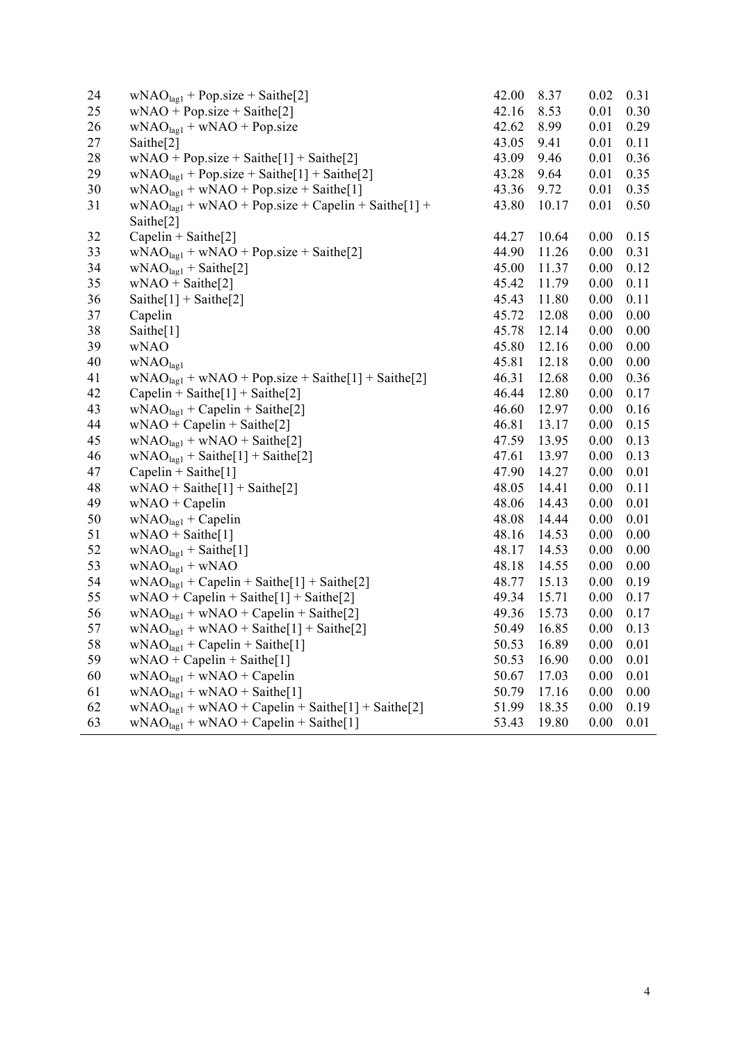| | | | | | |
|---|---|---|---|---|---|
| 24 | $wNAO_{lag1}$ + Pop.size + Saithe[2] | 42.00 | 8.37 | 0.02 | 0.31 |
| 25 | wNAO + Pop.size + Saithe[2] | 42.16 | 8.53 | 0.01 | 0.30 |
| 26 | $wNAO_{lag1}$ + wNAO + Pop.size | 42.62 | 8.99 | 0.01 | 0.29 |
| 27 | Saithe[2] | 43.05 | 9.41 | 0.01 | 0.11 |
| 28 | wNAO + Pop.size + Saithe[1] + Saithe[2] | 43.09 | 9.46 | 0.01 | 0.36 |
| 29 | $wNAO_{lag1}$ + Pop.size + Saithe[1] + Saithe[2] | 43.28 | 9.64 | 0.01 | 0.35 |
| 30 | $wNAO_{lag1}$ + wNAO + Pop.size + Saithe[1] | 43.36 | 9.72 | 0.01 | 0.35 |
| 31 | $wNAO_{lag1}$ + wNAO + Pop.size + Capelin + Saithe[1] + Saithe[2] | 43.80 | 10.17 | 0.01 | 0.50 |
| 32 | Capelin + Saithe[2] | 44.27 | 10.64 | 0.00 | 0.15 |
| 33 | $wNAO_{lag1}$ + wNAO + Pop.size + Saithe[2] | 44.90 | 11.26 | 0.00 | 0.31 |
| 34 | $wNAO_{lag1}$ + Saithe[2] | 45.00 | 11.37 | 0.00 | 0.12 |
| 35 | wNAO + Saithe[2] | 45.42 | 11.79 | 0.00 | 0.11 |
| 36 | Saithe[1] + Saithe[2] | 45.43 | 11.80 | 0.00 | 0.11 |
| 37 | Capelin | 45.72 | 12.08 | 0.00 | 0.00 |
| 38 | Saithe[1] | 45.78 | 12.14 | 0.00 | 0.00 |
| 39 | wNAO | 45.80 | 12.16 | 0.00 | 0.00 |
| 40 | $wNAO_{lag1}$ | 45.81 | 12.18 | 0.00 | 0.00 |
| 41 | $wNAO_{lag1}$ + wNAO + Pop.size + Saithe[1] + Saithe[2] | 46.31 | 12.68 | 0.00 | 0.36 |
| 42 | Capelin + Saithe[1] + Saithe[2] | 46.44 | 12.80 | 0.00 | 0.17 |
| 43 | $wNAO_{lag1}$ + Capelin + Saithe[2] | 46.60 | 12.97 | 0.00 | 0.16 |
| 44 | wNAO + Capelin + Saithe[2] | 46.81 | 13.17 | 0.00 | 0.15 |
| 45 | $wNAO_{lag1}$ + wNAO + Saithe[2] | 47.59 | 13.95 | 0.00 | 0.13 |
| 46 | $wNAO_{lag1}$ + Saithe[1] + Saithe[2] | 47.61 | 13.97 | 0.00 | 0.13 |
| 47 | Capelin + Saithe[1] | 47.90 | 14.27 | 0.00 | 0.01 |
| 48 | wNAO + Saithe[1] + Saithe[2] | 48.05 | 14.41 | 0.00 | 0.11 |
| 49 | wNAO + Capelin | 48.06 | 14.43 | 0.00 | 0.01 |
| 50 | $wNAO_{lag1}$ + Capelin | 48.08 | 14.44 | 0.00 | 0.01 |
| 51 | wNAO + Saithe[1] | 48.16 | 14.53 | 0.00 | 0.00 |
| 52 | $wNAO_{lag1}$ + Saithe[1] | 48.17 | 14.53 | 0.00 | 0.00 |
| 53 | $wNAO_{lag1}$ + wNAO | 48.18 | 14.55 | 0.00 | 0.00 |
| 54 | $wNAO_{lag1}$ + Capelin + Saithe[1] + Saithe[2] | 48.77 | 15.13 | 0.00 | 0.19 |
| 55 | wNAO + Capelin + Saithe[1] + Saithe[2] | 49.34 | 15.71 | 0.00 | 0.17 |
| 56 | $wNAO_{lag1}$ + wNAO + Capelin + Saithe[2] | 49.36 | 15.73 | 0.00 | 0.17 |
| 57 | $wNAO_{lag1}$ + wNAO + Saithe[1] + Saithe[2] | 50.49 | 16.85 | 0.00 | 0.13 |
| 58 | $wNAO_{lag1}$ + Capelin + Saithe[1] | 50.53 | 16.89 | 0.00 | 0.01 |
| 59 | wNAO + Capelin + Saithe[1] | 50.53 | 16.90 | 0.00 | 0.01 |
| 60 | $wNAO_{lag1}$ + wNAO + Capelin | 50.67 | 17.03 | 0.00 | 0.01 |
| 61 | $wNAO_{lag1}$ + wNAO + Saithe[1] | 50.79 | 17.16 | 0.00 | 0.00 |
| 62 | $wNAO_{lag1}$ + wNAO + Capelin + Saithe[1] + Saithe[2] | 51.99 | 18.35 | 0.00 | 0.19 |
| 63 | $wNAO_{lag1}$ + wNAO + Capelin + Saithe[1] | 53.43 | 19.80 | 0.00 | 0.01 |